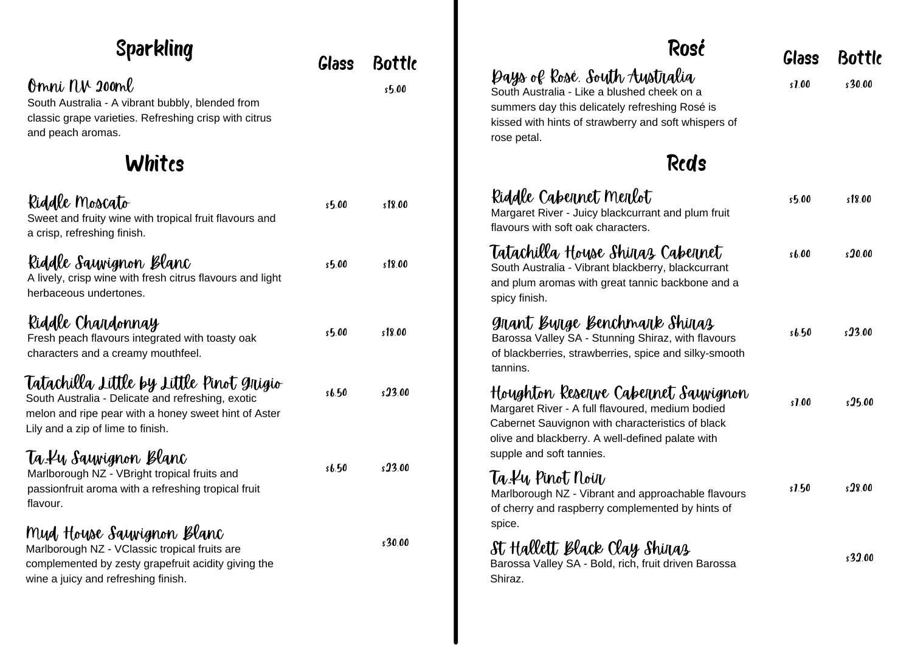## Sparkling

| | Glass | Bottle |
|---|---|---|
| **Omni NV 200ml**<br>South Australia - A vibrant bubbly, blended from classic grape varieties. Refreshing crisp with citrus and peach aromas. | | $5.00 |

## Whites

| | Glass | Bottle |
|---|---|---|
| **Riddle Moscato**<br>Sweet and fruity wine with tropical fruit flavours and a crisp, refreshing finish. | $5.00 | $18.00 |
| **Riddle Sauvignon Blanc**<br>A lively, crisp wine with fresh citrus flavours and light herbaceous undertones. | $5.00 | $18.00 |
| **Riddle Chardonnay**<br>Fresh peach flavours integrated with toasty oak characters and a creamy mouthfeel. | $5.00 | $18.00 |
| **Tatachilla Little by Little Pinot Grigio**<br>South Australia - Delicate and refreshing, exotic melon and ripe pear with a honey sweet hint of Aster Lily and a zip of lime to finish. | $6.50 | $23.00 |
| **Ta_Ku Sauvignon Blanc**<br>Marlborough NZ - VBright tropical fruits and passionfruit aroma with a refreshing tropical fruit flavour. | $6.50 | $23.00 |
| **Mud House Sauvignon Blanc**<br>Marlborough NZ - VClassic tropical fruits are complemented by zesty grapefruit acidity giving the wine a juicy and refreshing finish. | | $30.00 |

## Rosé

| | Glass | Bottle |
|---|---|---|
| **Days of Rosé. South Australia**<br>South Australia - Like a blushed cheek on a summers day this delicately refreshing Rosé is kissed with hints of strawberry and soft whispers of rose petal. | $7.00 | $30.00 |

## Reds

| | Glass | Bottle |
|---|---|---|
| **Riddle Cabernet Merlot**<br>Margaret River - Juicy blackcurrant and plum fruit flavours with soft oak characters. | $5.00 | $18.00 |
| **Tatachilla House Shiraz Cabernet**<br>South Australia - Vibrant blackberry, blackcurrant and plum aromas with great tannic backbone and a spicy finish. | $6.00 | $20.00 |
| **Grant Burge Benchmark Shiraz**<br>Barossa Valley SA - Stunning Shiraz, with flavours of blackberries, strawberries, spice and silky-smooth tannins. | $6.50 | $23.00 |
| **Houghton Reserve Cabernet Sauvignon**<br>Margaret River - A full flavoured, medium bodied Cabernet Sauvignon with characteristics of black olive and blackberry. A well-defined palate with supple and soft tannies. | $7.00 | $25.00 |
| **Ta_Ku Pinot Noir**<br>Marlborough NZ - Vibrant and approachable flavours of cherry and raspberry complemented by hints of spice. | $7.50 | $28.00 |
| **St Hallett Black Clay Shiraz**<br>Barossa Valley SA - Bold, rich, fruit driven Barossa Shiraz. | | $32.00 |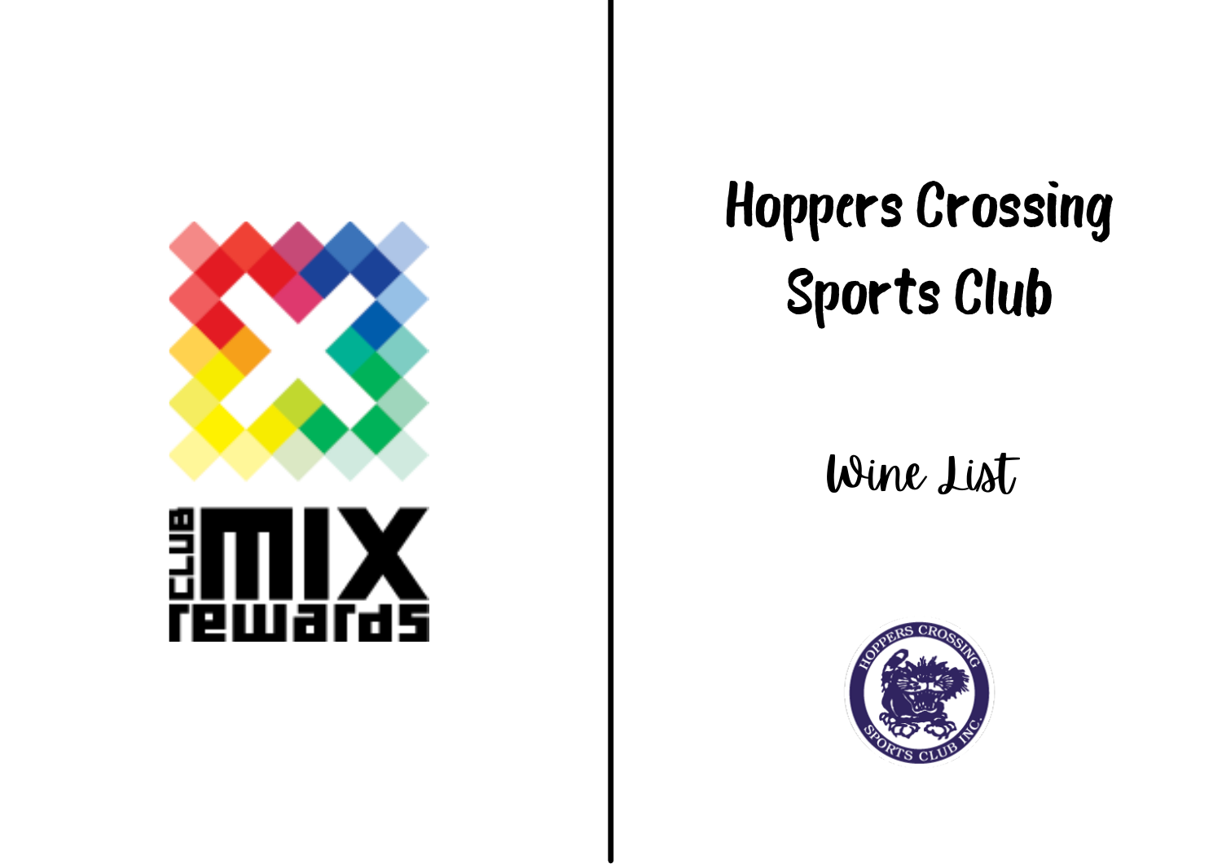CLUB MIX rewards

# Hoppers Crossing Sports Club

## Wine List

HOPPERS CROSSING SPORTS CLUB INC.